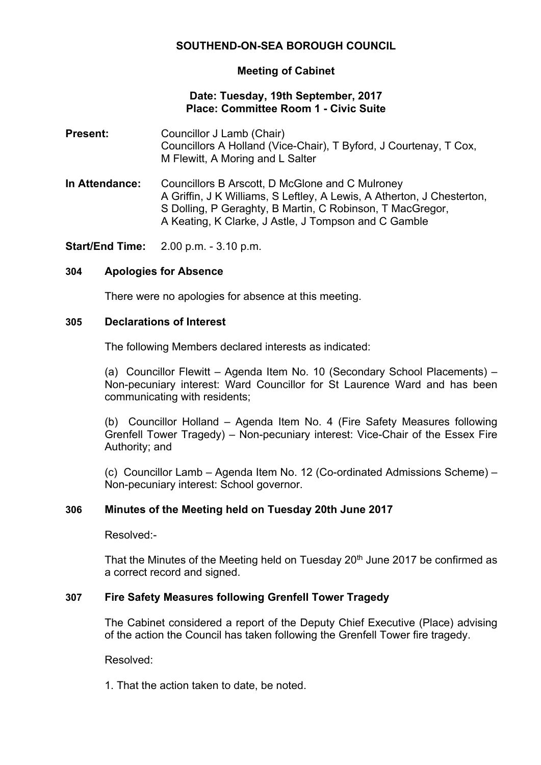# SOUTHEND-ON-SEA BOROUGH COUNCIL

## Meeting of Cabinet

**Date: Tuesday, 19th September, 2017**
**Place: Committee Room 1 - Civic Suite**

**Present:** Councillor J Lamb (Chair)
Councillors A Holland (Vice-Chair), T Byford, J Courtenay, T Cox, M Flewitt, A Moring and L Salter

**In Attendance:** Councillors B Arscott, D McGlone and C Mulroney
A Griffin, J K Williams, S Leftley, A Lewis, A Atherton, J Chesterton, S Dolling, P Geraghty, B Martin, C Robinson, T MacGregor, A Keating, K Clarke, J Astle, J Tompson and C Gamble

**Start/End Time:** 2.00 p.m. - 3.10 p.m.

### 304 Apologies for Absence

There were no apologies for absence at this meeting.

### 305 Declarations of Interest

The following Members declared interests as indicated:

(a) Councillor Flewitt – Agenda Item No. 10 (Secondary School Placements) – Non-pecuniary interest: Ward Councillor for St Laurence Ward and has been communicating with residents;

(b) Councillor Holland – Agenda Item No. 4 (Fire Safety Measures following Grenfell Tower Tragedy) – Non-pecuniary interest: Vice-Chair of the Essex Fire Authority; and

(c) Councillor Lamb – Agenda Item No. 12 (Co-ordinated Admissions Scheme) – Non-pecuniary interest: School governor.

### 306 Minutes of the Meeting held on Tuesday 20th June 2017

Resolved:-

That the Minutes of the Meeting held on Tuesday 20th June 2017 be confirmed as a correct record and signed.

### 307 Fire Safety Measures following Grenfell Tower Tragedy

The Cabinet considered a report of the Deputy Chief Executive (Place) advising of the action the Council has taken following the Grenfell Tower fire tragedy.

Resolved:

1. That the action taken to date, be noted.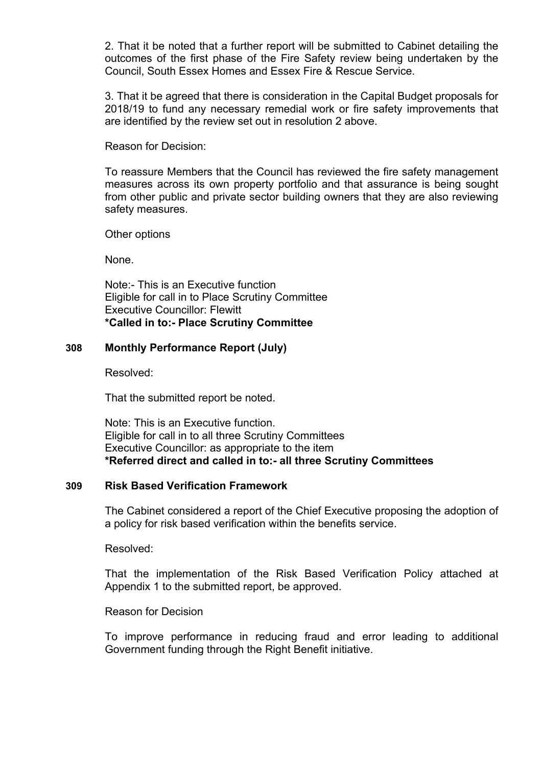2. That it be noted that a further report will be submitted to Cabinet detailing the outcomes of the first phase of the Fire Safety review being undertaken by the Council, South Essex Homes and Essex Fire & Rescue Service.

3. That it be agreed that there is consideration in the Capital Budget proposals for 2018/19 to fund any necessary remedial work or fire safety improvements that are identified by the review set out in resolution 2 above.

Reason for Decision:

To reassure Members that the Council has reviewed the fire safety management measures across its own property portfolio and that assurance is being sought from other public and private sector building owners that they are also reviewing safety measures.

Other options

None.

Note:- This is an Executive function
Eligible for call in to Place Scrutiny Committee
Executive Councillor: Flewitt
**\*Called in to:- Place Scrutiny Committee**

### 308 Monthly Performance Report (July)

Resolved:

That the submitted report be noted.

Note: This is an Executive function.
Eligible for call in to all three Scrutiny Committees
Executive Councillor: as appropriate to the item
**\*Referred direct and called in to:- all three Scrutiny Committees**

### 309 Risk Based Verification Framework

The Cabinet considered a report of the Chief Executive proposing the adoption of a policy for risk based verification within the benefits service.

Resolved:

That the implementation of the Risk Based Verification Policy attached at Appendix 1 to the submitted report, be approved.

Reason for Decision

To improve performance in reducing fraud and error leading to additional Government funding through the Right Benefit initiative.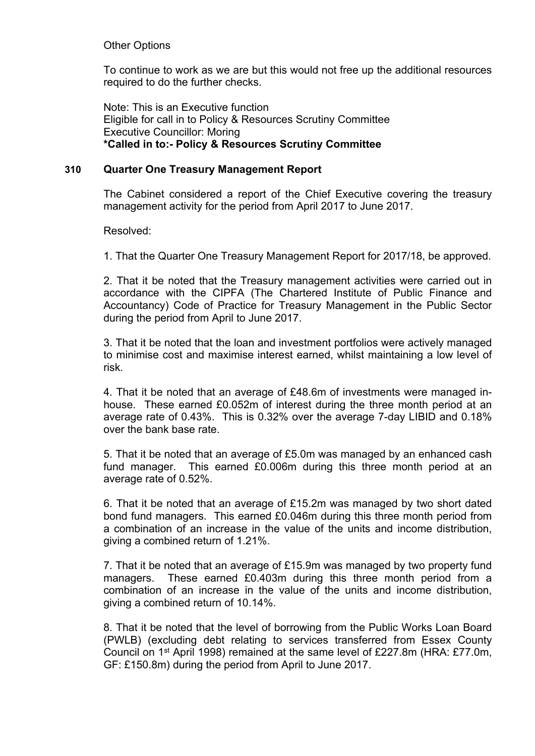Other Options

To continue to work as we are but this would not free up the additional resources required to do the further checks.

Note: This is an Executive function
Eligible for call in to Policy & Resources Scrutiny Committee
Executive Councillor: Moring
**\*Called in to:- Policy & Resources Scrutiny Committee**

## 310 Quarter One Treasury Management Report

The Cabinet considered a report of the Chief Executive covering the treasury management activity for the period from April 2017 to June 2017.

Resolved:

1. That the Quarter One Treasury Management Report for 2017/18, be approved.

2. That it be noted that the Treasury management activities were carried out in accordance with the CIPFA (The Chartered Institute of Public Finance and Accountancy) Code of Practice for Treasury Management in the Public Sector during the period from April to June 2017.

3. That it be noted that the loan and investment portfolios were actively managed to minimise cost and maximise interest earned, whilst maintaining a low level of risk.

4. That it be noted that an average of £48.6m of investments were managed in-house. These earned £0.052m of interest during the three month period at an average rate of 0.43%. This is 0.32% over the average 7-day LIBID and 0.18% over the bank base rate.

5. That it be noted that an average of £5.0m was managed by an enhanced cash fund manager. This earned £0.006m during this three month period at an average rate of 0.52%.

6. That it be noted that an average of £15.2m was managed by two short dated bond fund managers. This earned £0.046m during this three month period from a combination of an increase in the value of the units and income distribution, giving a combined return of 1.21%.

7. That it be noted that an average of £15.9m was managed by two property fund managers. These earned £0.403m during this three month period from a combination of an increase in the value of the units and income distribution, giving a combined return of 10.14%.

8. That it be noted that the level of borrowing from the Public Works Loan Board (PWLB) (excluding debt relating to services transferred from Essex County Council on 1st April 1998) remained at the same level of £227.8m (HRA: £77.0m, GF: £150.8m) during the period from April to June 2017.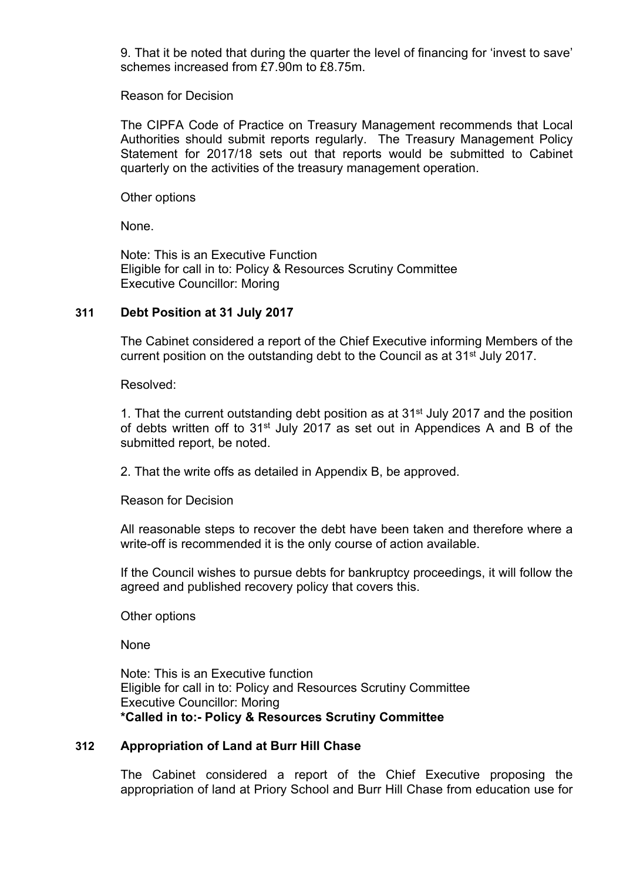9. That it be noted that during the quarter the level of financing for 'invest to save' schemes increased from £7.90m to £8.75m.

Reason for Decision

The CIPFA Code of Practice on Treasury Management recommends that Local Authorities should submit reports regularly. The Treasury Management Policy Statement for 2017/18 sets out that reports would be submitted to Cabinet quarterly on the activities of the treasury management operation.

Other options

None.

Note: This is an Executive Function
Eligible for call in to: Policy & Resources Scrutiny Committee
Executive Councillor: Moring

## 311 Debt Position at 31 July 2017

The Cabinet considered a report of the Chief Executive informing Members of the current position on the outstanding debt to the Council as at 31st July 2017.

Resolved:

1. That the current outstanding debt position as at 31st July 2017 and the position of debts written off to 31st July 2017 as set out in Appendices A and B of the submitted report, be noted.

2. That the write offs as detailed in Appendix B, be approved.

Reason for Decision

All reasonable steps to recover the debt have been taken and therefore where a write-off is recommended it is the only course of action available.

If the Council wishes to pursue debts for bankruptcy proceedings, it will follow the agreed and published recovery policy that covers this.

Other options

None

Note: This is an Executive function
Eligible for call in to: Policy and Resources Scrutiny Committee
Executive Councillor: Moring
**\*Called in to:- Policy & Resources Scrutiny Committee**

## 312 Appropriation of Land at Burr Hill Chase

The Cabinet considered a report of the Chief Executive proposing the appropriation of land at Priory School and Burr Hill Chase from education use for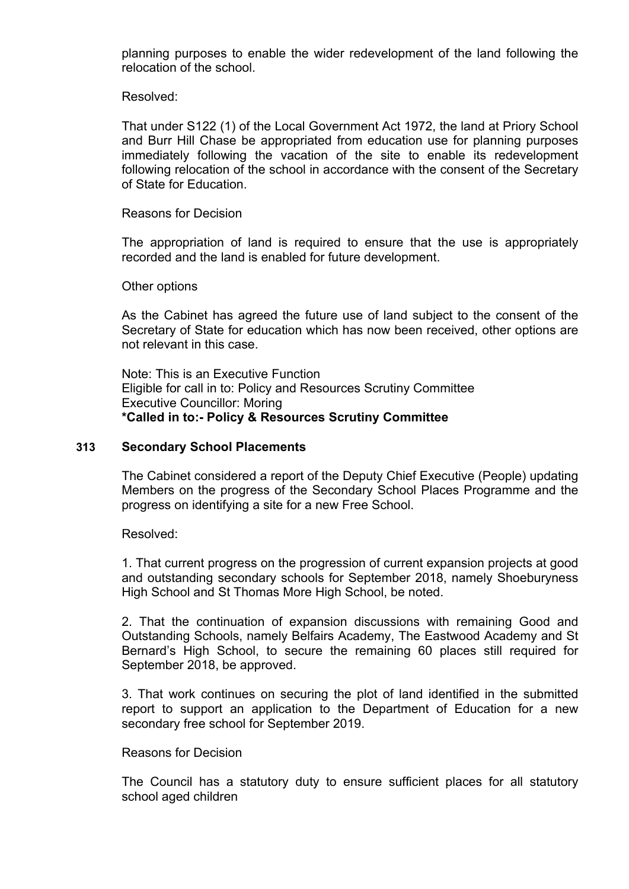planning purposes to enable the wider redevelopment of the land following the relocation of the school.

Resolved:

That under S122 (1) of the Local Government Act 1972, the land at Priory School and Burr Hill Chase be appropriated from education use for planning purposes immediately following the vacation of the site to enable its redevelopment following relocation of the school in accordance with the consent of the Secretary of State for Education.

Reasons for Decision

The appropriation of land is required to ensure that the use is appropriately recorded and the land is enabled for future development.

Other options

As the Cabinet has agreed the future use of land subject to the consent of the Secretary of State for education which has now been received, other options are not relevant in this case.

Note: This is an Executive Function
Eligible for call in to: Policy and Resources Scrutiny Committee
Executive Councillor: Moring
**\*Called in to:- Policy & Resources Scrutiny Committee**

## 313 Secondary School Placements

The Cabinet considered a report of the Deputy Chief Executive (People) updating Members on the progress of the Secondary School Places Programme and the progress on identifying a site for a new Free School.

Resolved:

1. That current progress on the progression of current expansion projects at good and outstanding secondary schools for September 2018, namely Shoeburyness High School and St Thomas More High School, be noted.

2. That the continuation of expansion discussions with remaining Good and Outstanding Schools, namely Belfairs Academy, The Eastwood Academy and St Bernard's High School, to secure the remaining 60 places still required for September 2018, be approved.

3. That work continues on securing the plot of land identified in the submitted report to support an application to the Department of Education for a new secondary free school for September 2019.

Reasons for Decision

The Council has a statutory duty to ensure sufficient places for all statutory school aged children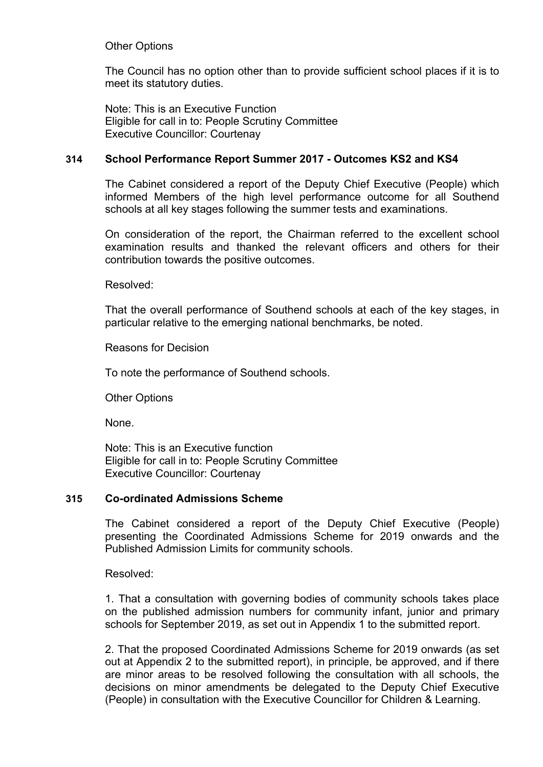Other Options

The Council has no option other than to provide sufficient school places if it is to meet its statutory duties.

Note: This is an Executive Function
Eligible for call in to: People Scrutiny Committee
Executive Councillor: Courtenay

## 314 School Performance Report Summer 2017 - Outcomes KS2 and KS4

The Cabinet considered a report of the Deputy Chief Executive (People) which informed Members of the high level performance outcome for all Southend schools at all key stages following the summer tests and examinations.

On consideration of the report, the Chairman referred to the excellent school examination results and thanked the relevant officers and others for their contribution towards the positive outcomes.

Resolved:

That the overall performance of Southend schools at each of the key stages, in particular relative to the emerging national benchmarks, be noted.

Reasons for Decision

To note the performance of Southend schools.

Other Options

None.

Note: This is an Executive function
Eligible for call in to: People Scrutiny Committee
Executive Councillor: Courtenay

## 315 Co-ordinated Admissions Scheme

The Cabinet considered a report of the Deputy Chief Executive (People) presenting the Coordinated Admissions Scheme for 2019 onwards and the Published Admission Limits for community schools.

Resolved:

1. That a consultation with governing bodies of community schools takes place on the published admission numbers for community infant, junior and primary schools for September 2019, as set out in Appendix 1 to the submitted report.

2. That the proposed Coordinated Admissions Scheme for 2019 onwards (as set out at Appendix 2 to the submitted report), in principle, be approved, and if there are minor areas to be resolved following the consultation with all schools, the decisions on minor amendments be delegated to the Deputy Chief Executive (People) in consultation with the Executive Councillor for Children & Learning.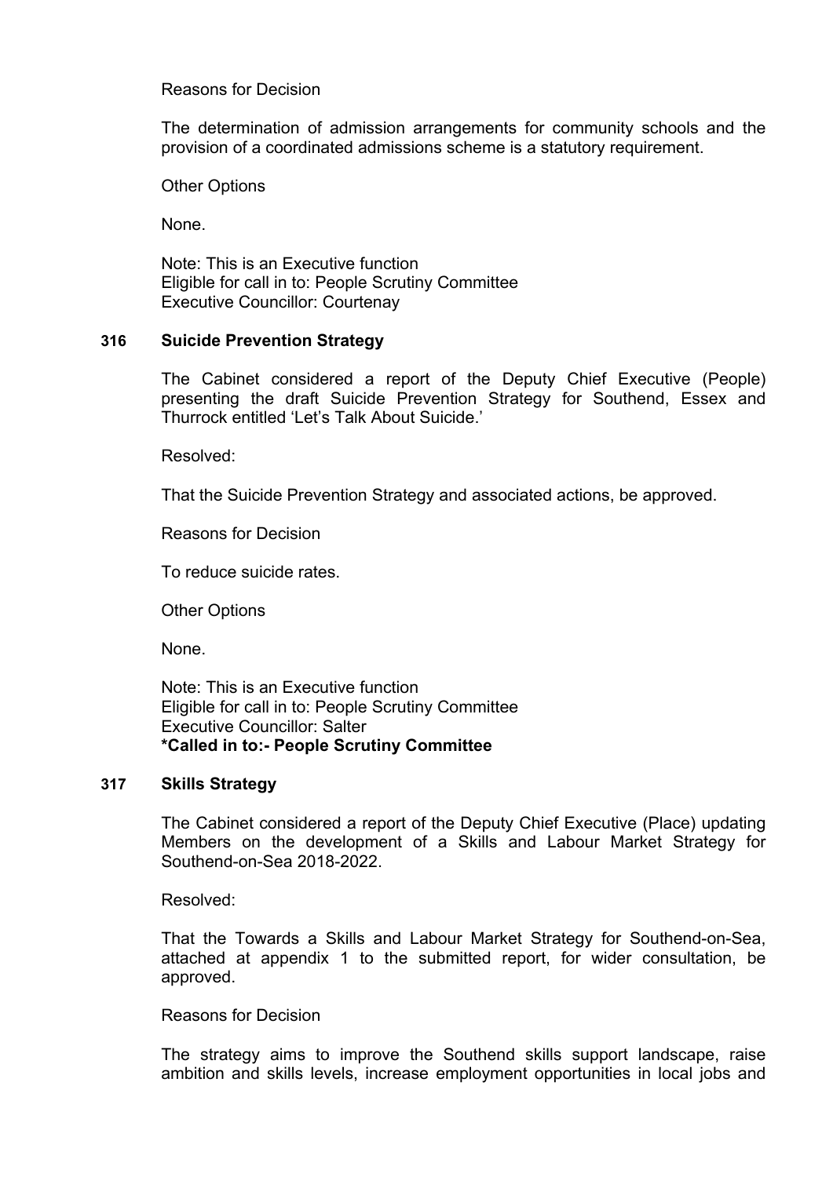Reasons for Decision

The determination of admission arrangements for community schools and the provision of a coordinated admissions scheme is a statutory requirement.

Other Options

None.

Note: This is an Executive function
Eligible for call in to: People Scrutiny Committee
Executive Councillor: Courtenay

### 316 Suicide Prevention Strategy

The Cabinet considered a report of the Deputy Chief Executive (People) presenting the draft Suicide Prevention Strategy for Southend, Essex and Thurrock entitled 'Let's Talk About Suicide.'

Resolved:

That the Suicide Prevention Strategy and associated actions, be approved.

Reasons for Decision

To reduce suicide rates.

Other Options

None.

Note: This is an Executive function
Eligible for call in to: People Scrutiny Committee
Executive Councillor: Salter
**\*Called in to:- People Scrutiny Committee**

### 317 Skills Strategy

The Cabinet considered a report of the Deputy Chief Executive (Place) updating Members on the development of a Skills and Labour Market Strategy for Southend-on-Sea 2018-2022.

Resolved:

That the Towards a Skills and Labour Market Strategy for Southend-on-Sea, attached at appendix 1 to the submitted report, for wider consultation, be approved.

Reasons for Decision

The strategy aims to improve the Southend skills support landscape, raise ambition and skills levels, increase employment opportunities in local jobs and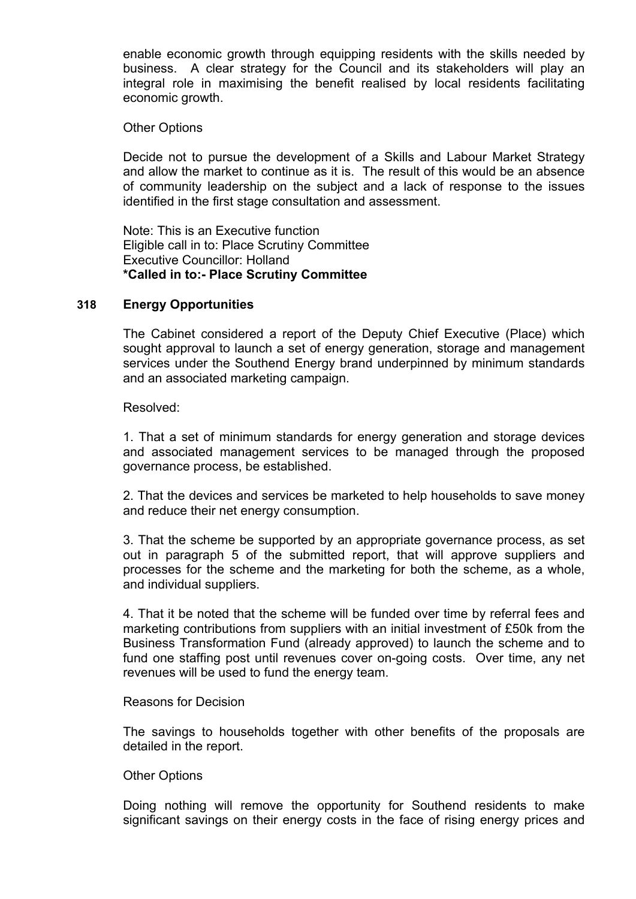enable economic growth through equipping residents with the skills needed by business. A clear strategy for the Council and its stakeholders will play an integral role in maximising the benefit realised by local residents facilitating economic growth.

Other Options

Decide not to pursue the development of a Skills and Labour Market Strategy and allow the market to continue as it is. The result of this would be an absence of community leadership on the subject and a lack of response to the issues identified in the first stage consultation and assessment.

Note: This is an Executive function
Eligible call in to: Place Scrutiny Committee
Executive Councillor: Holland
**\*Called in to:- Place Scrutiny Committee**

## 318 Energy Opportunities

The Cabinet considered a report of the Deputy Chief Executive (Place) which sought approval to launch a set of energy generation, storage and management services under the Southend Energy brand underpinned by minimum standards and an associated marketing campaign.

Resolved:

1. That a set of minimum standards for energy generation and storage devices and associated management services to be managed through the proposed governance process, be established.

2. That the devices and services be marketed to help households to save money and reduce their net energy consumption.

3. That the scheme be supported by an appropriate governance process, as set out in paragraph 5 of the submitted report, that will approve suppliers and processes for the scheme and the marketing for both the scheme, as a whole, and individual suppliers.

4. That it be noted that the scheme will be funded over time by referral fees and marketing contributions from suppliers with an initial investment of £50k from the Business Transformation Fund (already approved) to launch the scheme and to fund one staffing post until revenues cover on-going costs. Over time, any net revenues will be used to fund the energy team.

Reasons for Decision

The savings to households together with other benefits of the proposals are detailed in the report.

Other Options

Doing nothing will remove the opportunity for Southend residents to make significant savings on their energy costs in the face of rising energy prices and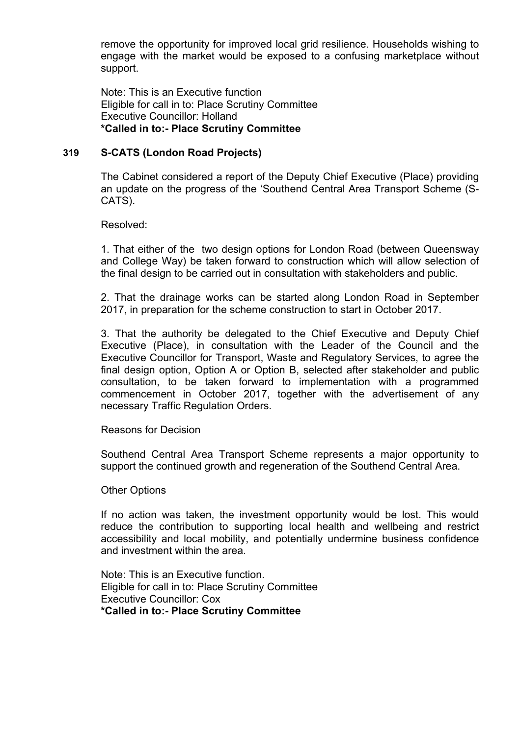remove the opportunity for improved local grid resilience. Households wishing to engage with the market would be exposed to a confusing marketplace without support.

Note: This is an Executive function
Eligible for call in to: Place Scrutiny Committee
Executive Councillor: Holland
**\*Called in to:- Place Scrutiny Committee**

## 319 S-CATS (London Road Projects)

The Cabinet considered a report of the Deputy Chief Executive (Place) providing an update on the progress of the 'Southend Central Area Transport Scheme (S-CATS).

Resolved:

1. That either of the two design options for London Road (between Queensway and College Way) be taken forward to construction which will allow selection of the final design to be carried out in consultation with stakeholders and public.

2. That the drainage works can be started along London Road in September 2017, in preparation for the scheme construction to start in October 2017.

3. That the authority be delegated to the Chief Executive and Deputy Chief Executive (Place), in consultation with the Leader of the Council and the Executive Councillor for Transport, Waste and Regulatory Services, to agree the final design option, Option A or Option B, selected after stakeholder and public consultation, to be taken forward to implementation with a programmed commencement in October 2017, together with the advertisement of any necessary Traffic Regulation Orders.

Reasons for Decision

Southend Central Area Transport Scheme represents a major opportunity to support the continued growth and regeneration of the Southend Central Area.

Other Options

If no action was taken, the investment opportunity would be lost. This would reduce the contribution to supporting local health and wellbeing and restrict accessibility and local mobility, and potentially undermine business confidence and investment within the area.

Note: This is an Executive function.
Eligible for call in to: Place Scrutiny Committee
Executive Councillor: Cox
**\*Called in to:- Place Scrutiny Committee**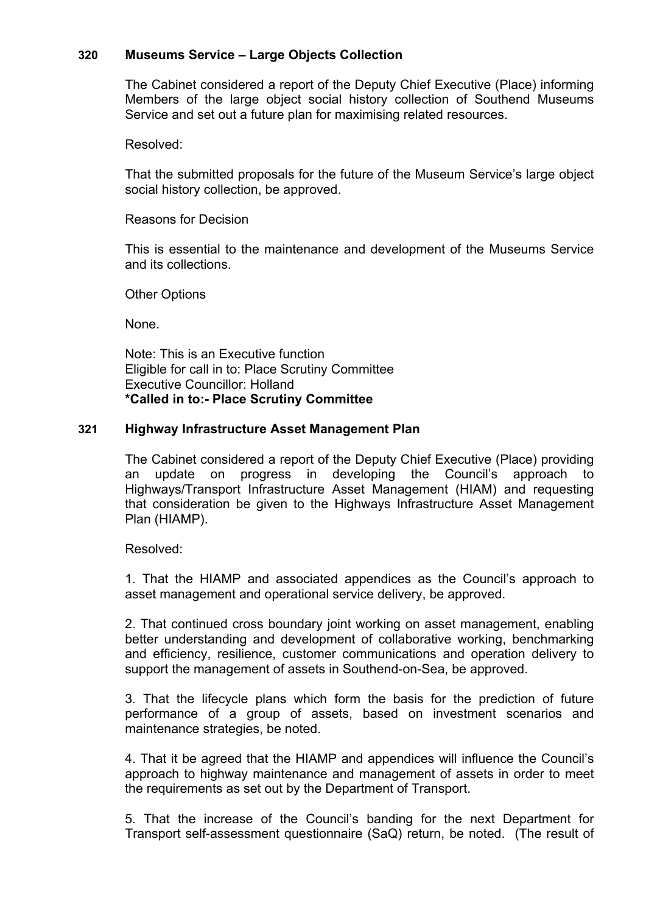## 320 Museums Service – Large Objects Collection

The Cabinet considered a report of the Deputy Chief Executive (Place) informing Members of the large object social history collection of Southend Museums Service and set out a future plan for maximising related resources.

Resolved:

That the submitted proposals for the future of the Museum Service's large object social history collection, be approved.

Reasons for Decision

This is essential to the maintenance and development of the Museums Service and its collections.

Other Options

None.

Note: This is an Executive function
Eligible for call in to: Place Scrutiny Committee
Executive Councillor: Holland
**\*Called in to:- Place Scrutiny Committee**

## 321 Highway Infrastructure Asset Management Plan

The Cabinet considered a report of the Deputy Chief Executive (Place) providing an update on progress in developing the Council's approach to Highways/Transport Infrastructure Asset Management (HIAM) and requesting that consideration be given to the Highways Infrastructure Asset Management Plan (HIAMP).

Resolved:

1. That the HIAMP and associated appendices as the Council's approach to asset management and operational service delivery, be approved.

2. That continued cross boundary joint working on asset management, enabling better understanding and development of collaborative working, benchmarking and efficiency, resilience, customer communications and operation delivery to support the management of assets in Southend-on-Sea, be approved.

3. That the lifecycle plans which form the basis for the prediction of future performance of a group of assets, based on investment scenarios and maintenance strategies, be noted.

4. That it be agreed that the HIAMP and appendices will influence the Council's approach to highway maintenance and management of assets in order to meet the requirements as set out by the Department of Transport.

5. That the increase of the Council's banding for the next Department for Transport self-assessment questionnaire (SaQ) return, be noted. (The result of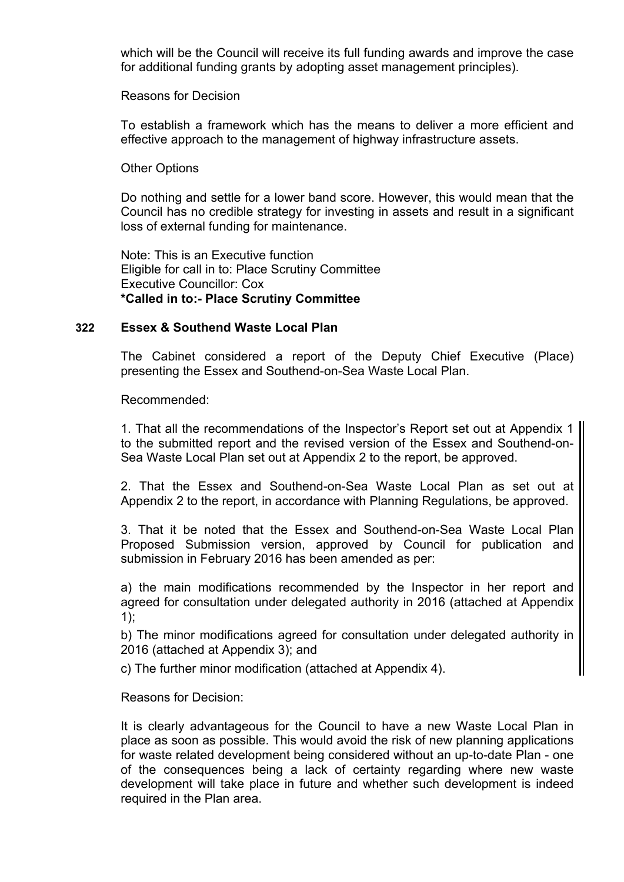which will be the Council will receive its full funding awards and improve the case for additional funding grants by adopting asset management principles).

Reasons for Decision

To establish a framework which has the means to deliver a more efficient and effective approach to the management of highway infrastructure assets.

Other Options

Do nothing and settle for a lower band score. However, this would mean that the Council has no credible strategy for investing in assets and result in a significant loss of external funding for maintenance.

Note: This is an Executive function
Eligible for call in to: Place Scrutiny Committee
Executive Councillor: Cox
**\*Called in to:- Place Scrutiny Committee**

## 322 Essex & Southend Waste Local Plan

The Cabinet considered a report of the Deputy Chief Executive (Place) presenting the Essex and Southend-on-Sea Waste Local Plan.

Recommended:

1. That all the recommendations of the Inspector's Report set out at Appendix 1 to the submitted report and the revised version of the Essex and Southend-on-Sea Waste Local Plan set out at Appendix 2 to the report, be approved.

2. That the Essex and Southend-on-Sea Waste Local Plan as set out at Appendix 2 to the report, in accordance with Planning Regulations, be approved.

3. That it be noted that the Essex and Southend-on-Sea Waste Local Plan Proposed Submission version, approved by Council for publication and submission in February 2016 has been amended as per:

a) the main modifications recommended by the Inspector in her report and agreed for consultation under delegated authority in 2016 (attached at Appendix 1);

b) The minor modifications agreed for consultation under delegated authority in 2016 (attached at Appendix 3); and

c) The further minor modification (attached at Appendix 4).

Reasons for Decision:

It is clearly advantageous for the Council to have a new Waste Local Plan in place as soon as possible. This would avoid the risk of new planning applications for waste related development being considered without an up-to-date Plan - one of the consequences being a lack of certainty regarding where new waste development will take place in future and whether such development is indeed required in the Plan area.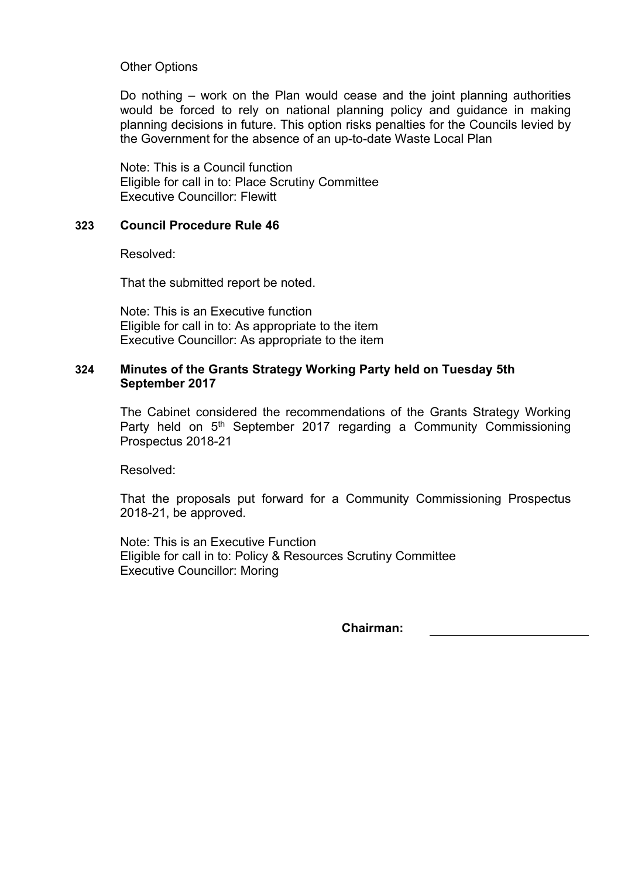Other Options

Do nothing – work on the Plan would cease and the joint planning authorities would be forced to rely on national planning policy and guidance in making planning decisions in future. This option risks penalties for the Councils levied by the Government for the absence of an up-to-date Waste Local Plan

Note: This is a Council function
Eligible for call in to: Place Scrutiny Committee
Executive Councillor: Flewitt

### 323 Council Procedure Rule 46

Resolved:

That the submitted report be noted.

Note: This is an Executive function
Eligible for call in to: As appropriate to the item
Executive Councillor: As appropriate to the item

### 324 Minutes of the Grants Strategy Working Party held on Tuesday 5th September 2017

The Cabinet considered the recommendations of the Grants Strategy Working Party held on 5th September 2017 regarding a Community Commissioning Prospectus 2018-21

Resolved:

That the proposals put forward for a Community Commissioning Prospectus 2018-21, be approved.

Note: This is an Executive Function
Eligible for call in to: Policy & Resources Scrutiny Committee
Executive Councillor: Moring

**Chairman:** ______________________